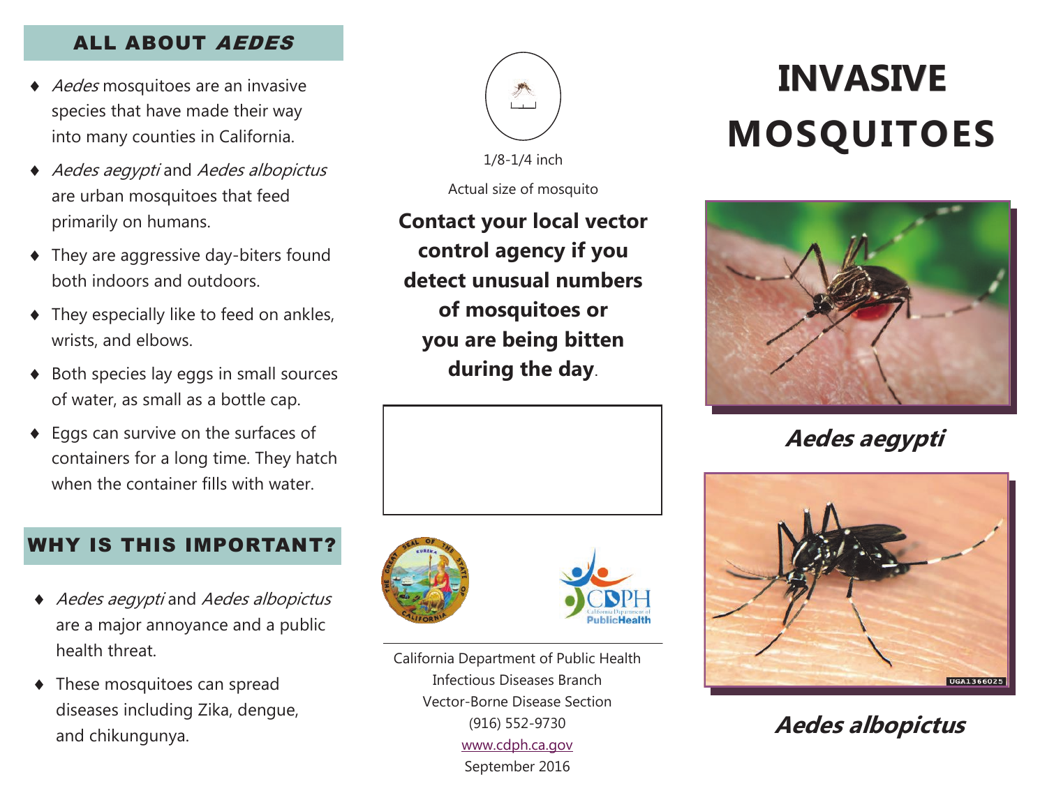# INVASIVE MOSQUITOES

## ALL ABOUT *AEDES*

- *Aedes* mosquitoes are an invasive species that have made their way into many counties in California.
- *Aedes aegypti* and *Aedes albopictus* are urban mosquitoes that feed primarily on humans.
- They are aggressive day-biters found both indoors and outdoors.
- They especially like to feed on ankles, wrists, and elbows.
- Both species lay eggs in small sources of water, as small as a bottle cap.
- Eggs can survive on the surfaces of containers for a long time. They hatch when the container fills with water.

## WHY IS THIS IMPORTANT?

- *Aedes aegypti* and *Aedes albopictus* are a major annoyance and a public health threat.
- These mosquitoes can spread diseases including Zika, dengue, and chikungunya.

1/8-1/4 inch

Actual size of mosquito

**Contact your local vector control agency if you detect unusual numbers of mosquitoes or you are being bitten during the day**.

California Department of Public Health
Infectious Diseases Branch
Vector-Borne Disease Section
(916) 552-9730
www.cdph.ca.gov
September 2016

***Aedes aegypti***

***Aedes albopictus***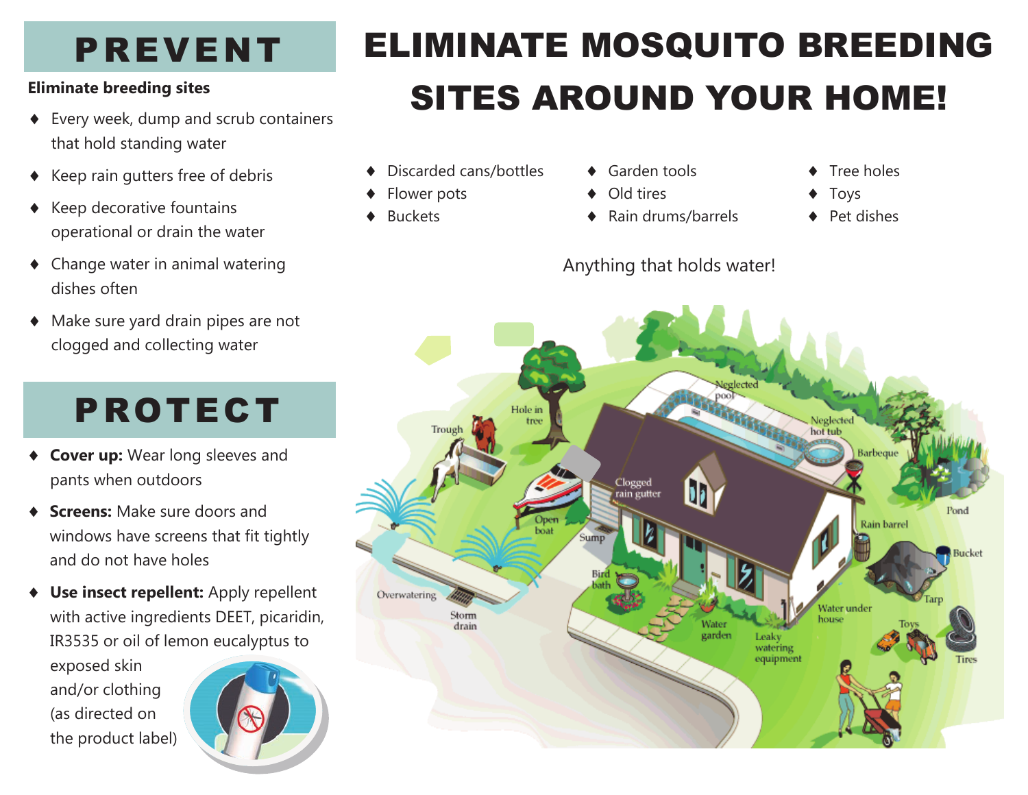## PREVENT

**Eliminate breeding sites**

- Every week, dump and scrub containers that hold standing water
- Keep rain gutters free of debris
- Keep decorative fountains operational or drain the water
- Change water in animal watering dishes often
- Make sure yard drain pipes are not clogged and collecting water

## PROTECT

- **Cover up:** Wear long sleeves and pants when outdoors
- **Screens:** Make sure doors and windows have screens that fit tightly and do not have holes
- **Use insect repellent:** Apply repellent with active ingredients DEET, picaridin, IR3535 or oil of lemon eucalyptus to exposed skin and/or clothing (as directed on the product label)

# ELIMINATE MOSQUITO BREEDING SITES AROUND YOUR HOME!

- Discarded cans/bottles
- Flower pots
- Buckets
- Garden tools
- Old tires
- Rain drums/barrels
- Tree holes
- Toys
- Pet dishes

Anything that holds water!

Trough
Hole in tree
Neglected pool
Neglected hot tub
Barbeque
Pond
Clogged rain gutter
Open boat
Sump
Rain barrel
Bucket
Bird bath
Tarp
Overwatering
Storm drain
Water under house
Water garden
Leaky watering equipment
Toys
Tires